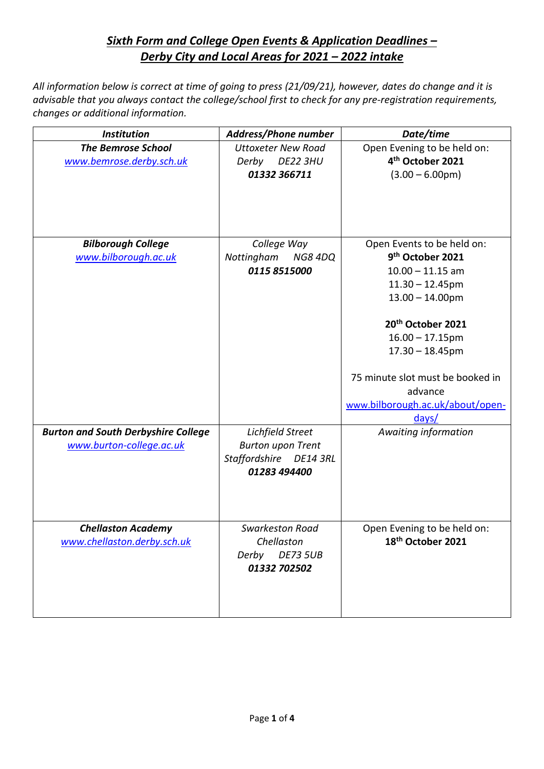# *Sixth Form and College Open Events & Application Deadlines – Derby City and Local Areas for 2021 – 2022 intake*

*All information below is correct at time of going to press (21/09/21), however, dates do change and it is advisable that you always contact the college/school first to check for any pre-registration requirements, changes or additional information.*

| *Institution* | *Address/Phone number* | *Date/time* |
|---|---|---|
| ***The Bemrose School***<br>www.bemrose.derby.sch.uk | *Uttoxeter New Road*<br>*Derby DE22 3HU*<br>***01332 366711*** | Open Evening to be held on:<br>**4th October 2021**<br>(3.00 – 6.00pm) |
| ***Bilborough College***<br>www.bilborough.ac.uk | *College Way*<br>*Nottingham NG8 4DQ*<br>***0115 8515000*** | Open Events to be held on:<br>**9th October 2021**<br>10.00 – 11.15 am<br>11.30 – 12.45pm<br>13.00 – 14.00pm<br><br>**20th October 2021**<br>16.00 – 17.15pm<br>17.30 – 18.45pm<br><br>75 minute slot must be booked in advance<br>www.bilborough.ac.uk/about/open-days/ |
| ***Burton and South Derbyshire College***<br>www.burton-college.ac.uk | *Lichfield Street*<br>*Burton upon Trent*<br>*Staffordshire DE14 3RL*<br>***01283 494400*** | *Awaiting information* |
| ***Chellaston Academy***<br>www.chellaston.derby.sch.uk | *Swarkeston Road*<br>*Chellaston*<br>*Derby DE73 5UB*<br>***01332 702502*** | Open Evening to be held on:<br>**18th October 2021** |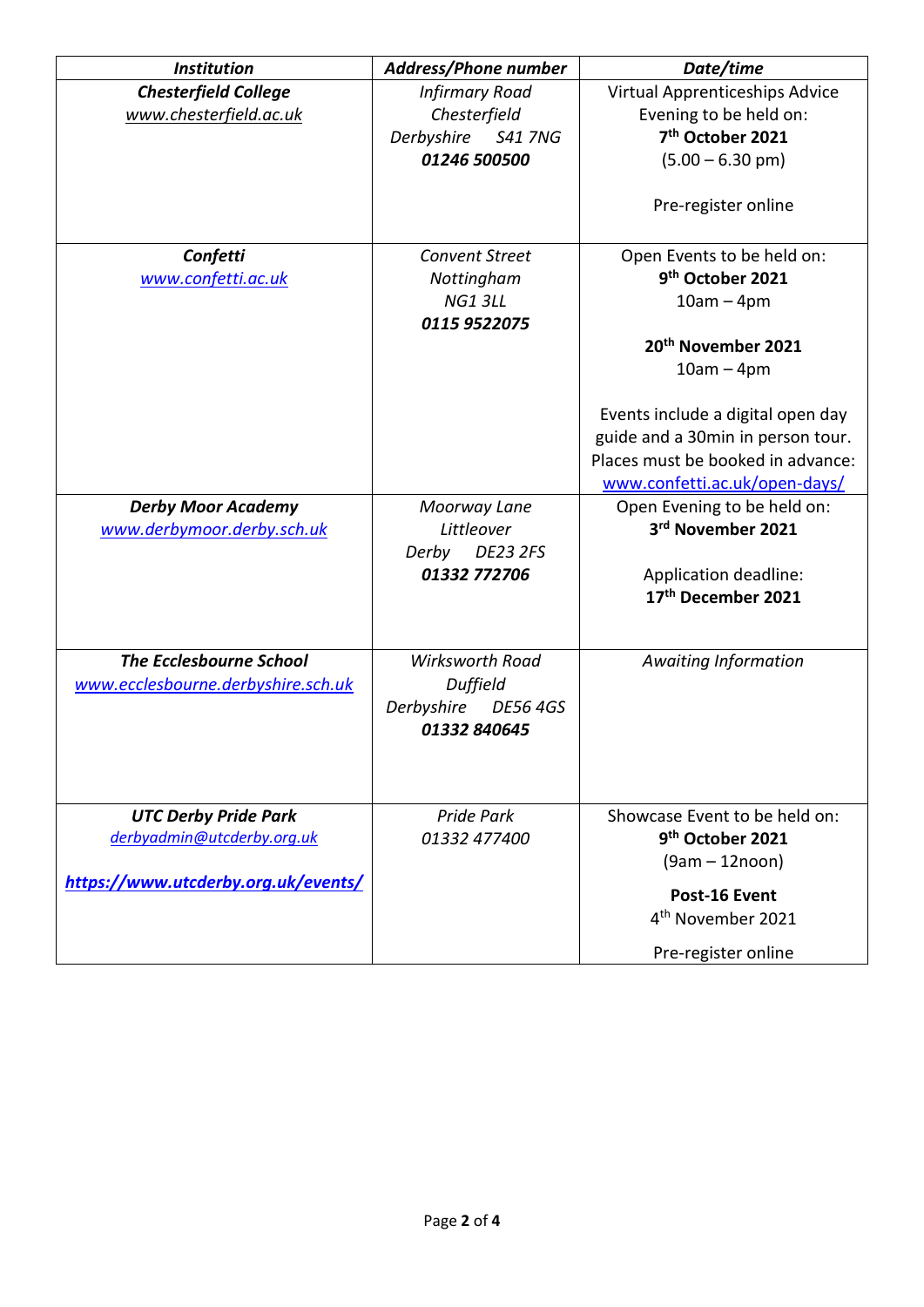| ***Institution*** | ***Address/Phone number*** | ***Date/time*** |
| --- | --- | --- |
| ***Chesterfield College***<br>*www.chesterfield.ac.uk* | *Infirmary Road*<br>*Chesterfield*<br>*Derbyshire S41 7NG*<br>***01246 500500*** | Virtual Apprenticeships Advice Evening to be held on:<br>**7th October 2021**<br>(5.00 – 6.30 pm)<br><br>Pre-register online |
| ***Confetti***<br>*www.confetti.ac.uk* | *Convent Street*<br>*Nottingham*<br>*NG1 3LL*<br>***0115 9522075*** | Open Events to be held on:<br>**9th October 2021**<br>10am – 4pm<br><br>**20th November 2021**<br>10am – 4pm<br><br>Events include a digital open day guide and a 30min in person tour. Places must be booked in advance: www.confetti.ac.uk/open-days/ |
| ***Derby Moor Academy***<br>*www.derbymoor.derby.sch.uk* | *Moorway Lane*<br>*Littleover*<br>*Derby DE23 2FS*<br>***01332 772706*** | Open Evening to be held on:<br>**3rd November 2021**<br><br>Application deadline:<br>**17th December 2021** |
| ***The Ecclesbourne School***<br>*www.ecclesbourne.derbyshire.sch.uk* | *Wirksworth Road*<br>*Duffield*<br>*Derbyshire DE56 4GS*<br>***01332 840645*** | *Awaiting Information* |
| ***UTC Derby Pride Park***<br>*derbyadmin@utcderby.org.uk*<br><br>***https://www.utcderby.org.uk/events/*** | *Pride Park*<br>*01332 477400* | Showcase Event to be held on:<br>**9th October 2021**<br>(9am – 12noon)<br><br>**Post-16 Event**<br>4th November 2021<br><br>Pre-register online |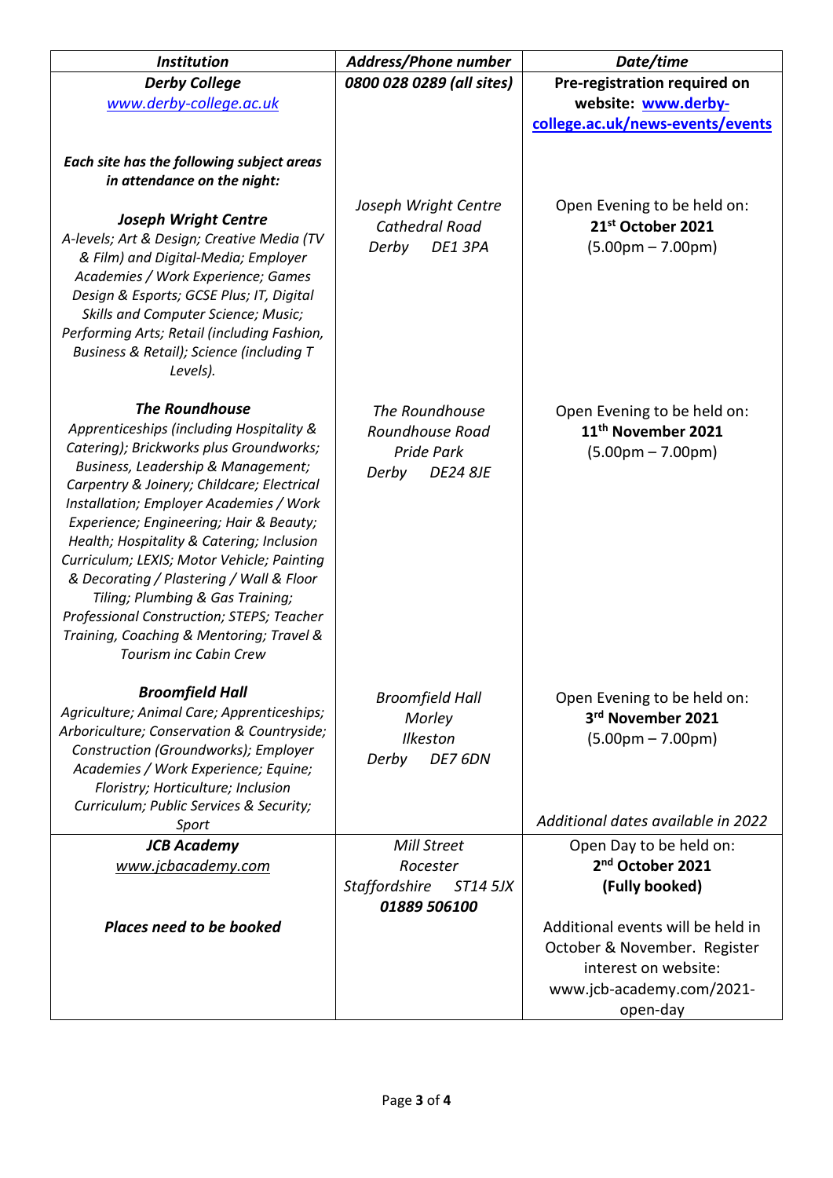| *Institution* | *Address/Phone number* | *Date/time* |
|---|---|---|
| ***Derby College***<br>[www.derby-college.ac.uk](www.derby-college.ac.uk) | ***0800 028 0289 (all sites)*** | **Pre-registration required on website: [www.derby-college.ac.uk/news-events/events](www.derby-college.ac.uk/news-events/events)** |
| ***Each site has the following subject areas in attendance on the night:***<br><br>***Joseph Wright Centre***<br>*A-levels; Art & Design; Creative Media (TV & Film) and Digital-Media; Employer Academies / Work Experience; Games Design & Esports; GCSE Plus; IT, Digital Skills and Computer Science; Music; Performing Arts; Retail (including Fashion, Business & Retail); Science (including T Levels).* | *Joseph Wright Centre*<br>*Cathedral Road*<br>*Derby DE1 3PA* | Open Evening to be held on:<br>**21st October 2021**<br>(5.00pm – 7.00pm) |
| ***The Roundhouse***<br>*Apprenticeships (including Hospitality & Catering); Brickworks plus Groundworks; Business, Leadership & Management; Carpentry & Joinery; Childcare; Electrical Installation; Employer Academies / Work Experience; Engineering; Hair & Beauty; Health; Hospitality & Catering; Inclusion Curriculum; LEXIS; Motor Vehicle; Painting & Decorating / Plastering / Wall & Floor Tiling; Plumbing & Gas Training; Professional Construction; STEPS; Teacher Training, Coaching & Mentoring; Travel & Tourism inc Cabin Crew* | *The Roundhouse*<br>*Roundhouse Road*<br>*Pride Park*<br>*Derby DE24 8JE* | Open Evening to be held on:<br>**11th November 2021**<br>(5.00pm – 7.00pm) |
| ***Broomfield Hall***<br>*Agriculture; Animal Care; Apprenticeships; Arboriculture; Conservation & Countryside; Construction (Groundworks); Employer Academies / Work Experience; Equine; Floristry; Horticulture; Inclusion Curriculum; Public Services & Security; Sport* | *Broomfield Hall*<br>*Morley*<br>*Ilkeston*<br>*Derby DE7 6DN* | Open Evening to be held on:<br>**3rd November 2021**<br>(5.00pm – 7.00pm)<br><br>*Additional dates available in 2022* |
| ***JCB Academy***<br>*www.jcbacademy.com*<br><br>***Places need to be booked*** | *Mill Street*<br>*Rocester*<br>*Staffordshire ST14 5JX*<br>***01889 506100*** | Open Day to be held on:<br>**2nd October 2021**<br>**(Fully booked)**<br><br>Additional events will be held in October & November. Register interest on website: www.jcb-academy.com/2021-open-day |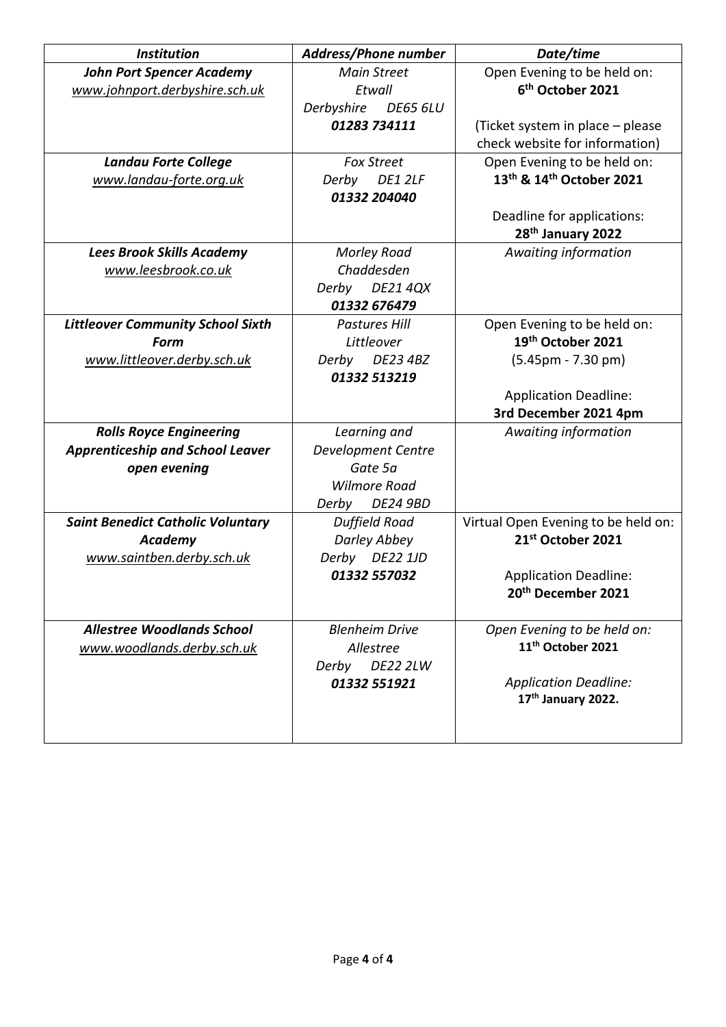| ***Institution*** | ***Address/Phone number*** | ***Date/time*** |
|---|---|---|
| ***John Port Spencer Academy*** *www.johnport.derbyshire.sch.uk* | *Main Street* *Etwall* *Derbyshire DE65 6LU* ***01283 734111*** | Open Evening to be held on: **6th October 2021** (Ticket system in place – please check website for information) |
| ***Landau Forte College*** *www.landau-forte.org.uk* | *Fox Street* *Derby DE1 2LF* ***01332 204040*** | Open Evening to be held on: **13th & 14th October 2021** Deadline for applications: **28th January 2022** |
| ***Lees Brook Skills Academy*** *www.leesbrook.co.uk* | *Morley Road* *Chaddesden* *Derby DE21 4QX* ***01332 676479*** | *Awaiting information* |
| ***Littleover Community School Sixth Form*** *www.littleover.derby.sch.uk* | *Pastures Hill* *Littleover* *Derby DE23 4BZ* ***01332 513219*** | Open Evening to be held on: **19th October 2021** (5.45pm - 7.30 pm) Application Deadline: **3rd December 2021 4pm** |
| ***Rolls Royce Engineering Apprenticeship and School Leaver open evening*** | *Learning and Development Centre* *Gate 5a* *Wilmore Road* *Derby DE24 9BD* | *Awaiting information* |
| ***Saint Benedict Catholic Voluntary Academy*** *www.saintben.derby.sch.uk* | *Duffield Road* *Darley Abbey* *Derby DE22 1JD* ***01332 557032*** | Virtual Open Evening to be held on: **21st October 2021** Application Deadline: **20th December 2021** |
| ***Allestree Woodlands School*** *www.woodlands.derby.sch.uk* | *Blenheim Drive* *Allestree* *Derby DE22 2LW* ***01332 551921*** | *Open Evening to be held on:* **11th October 2021** *Application Deadline:* **17th January 2022.** |